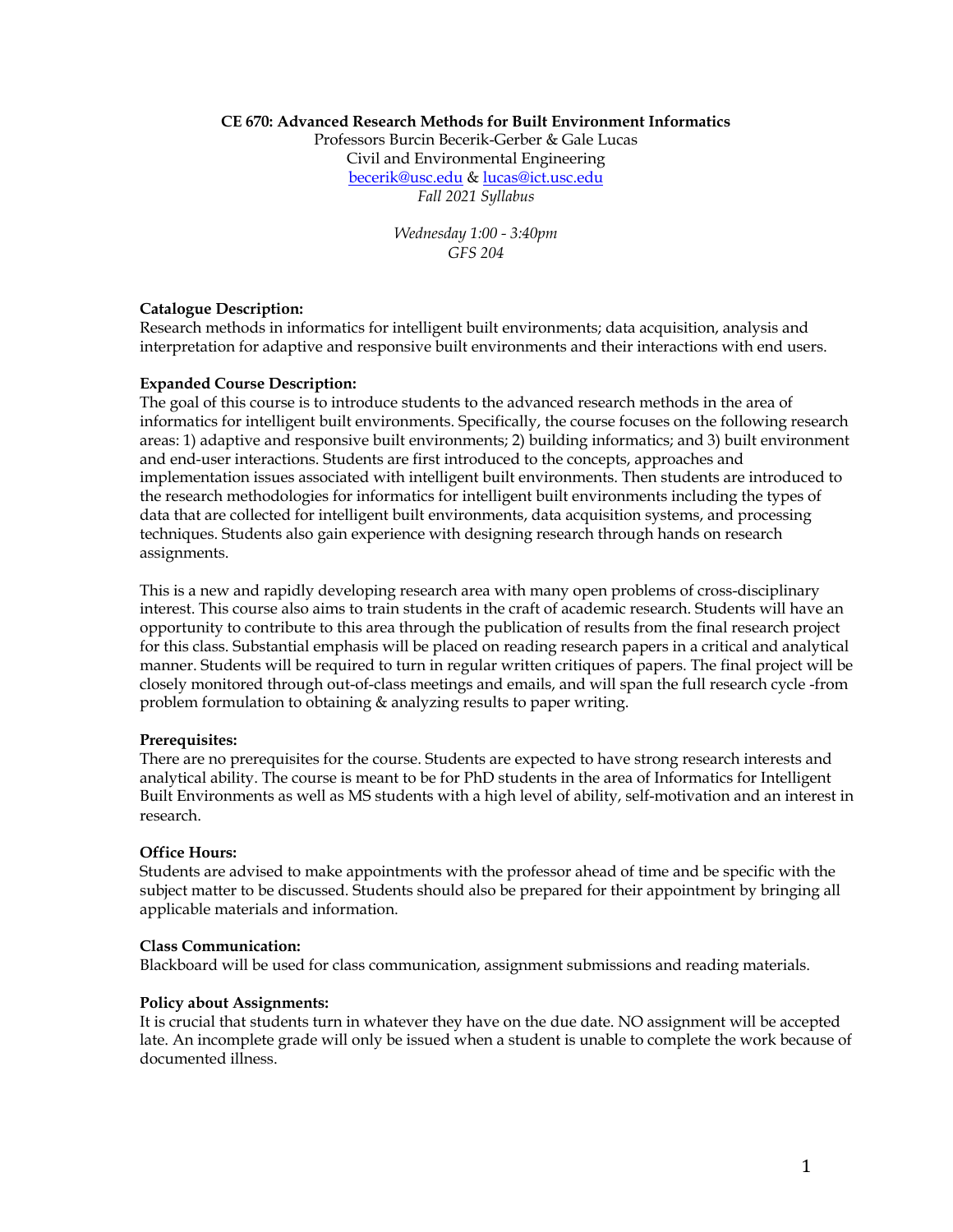**CE 670: Advanced Research Methods for Built Environment Informatics**

Professors Burcin Becerik-Gerber & Gale Lucas

Civil and Environmental Engineering

becerik@usc.edu & lucas@ict.usc.edu

*Fall 2021 Syllabus*

*Wednesday 1:00 - 3:40pm*

*GFS 204*

**Catalogue Description:**

Research methods in informatics for intelligent built environments; data acquisition, analysis and interpretation for adaptive and responsive built environments and their interactions with end users.

**Expanded Course Description:**

The goal of this course is to introduce students to the advanced research methods in the area of informatics for intelligent built environments. Specifically, the course focuses on the following research areas: 1) adaptive and responsive built environments; 2) building informatics; and 3) built environment and end-user interactions. Students are first introduced to the concepts, approaches and implementation issues associated with intelligent built environments. Then students are introduced to the research methodologies for informatics for intelligent built environments including the types of data that are collected for intelligent built environments, data acquisition systems, and processing techniques. Students also gain experience with designing research through hands on research assignments.

This is a new and rapidly developing research area with many open problems of cross-disciplinary interest. This course also aims to train students in the craft of academic research. Students will have an opportunity to contribute to this area through the publication of results from the final research project for this class. Substantial emphasis will be placed on reading research papers in a critical and analytical manner. Students will be required to turn in regular written critiques of papers. The final project will be closely monitored through out-of-class meetings and emails, and will span the full research cycle -from problem formulation to obtaining & analyzing results to paper writing.

**Prerequisites:**

There are no prerequisites for the course. Students are expected to have strong research interests and analytical ability. The course is meant to be for PhD students in the area of Informatics for Intelligent Built Environments as well as MS students with a high level of ability, self-motivation and an interest in research.

**Office Hours:**

Students are advised to make appointments with the professor ahead of time and be specific with the subject matter to be discussed. Students should also be prepared for their appointment by bringing all applicable materials and information.

**Class Communication:**

Blackboard will be used for class communication, assignment submissions and reading materials.

**Policy about Assignments:**

It is crucial that students turn in whatever they have on the due date. NO assignment will be accepted late. An incomplete grade will only be issued when a student is unable to complete the work because of documented illness.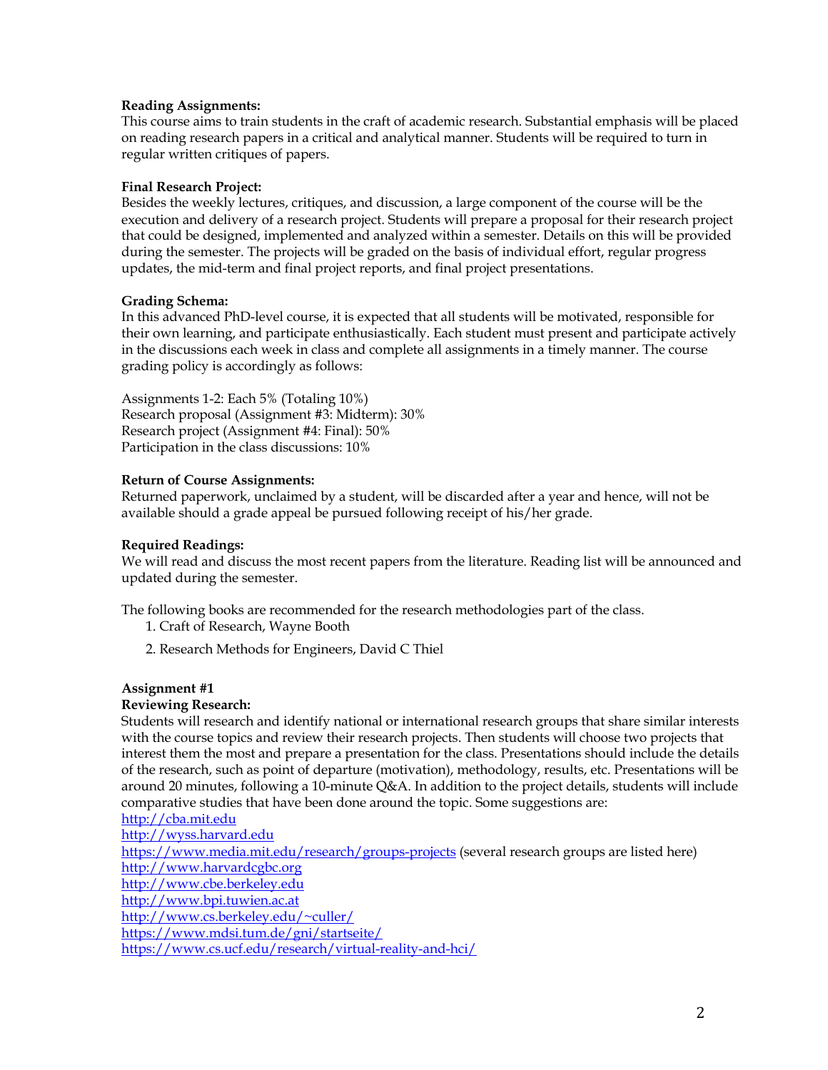**Reading Assignments:**
This course aims to train students in the craft of academic research. Substantial emphasis will be placed on reading research papers in a critical and analytical manner. Students will be required to turn in regular written critiques of papers.

**Final Research Project:**
Besides the weekly lectures, critiques, and discussion, a large component of the course will be the execution and delivery of a research project. Students will prepare a proposal for their research project that could be designed, implemented and analyzed within a semester. Details on this will be provided during the semester. The projects will be graded on the basis of individual effort, regular progress updates, the mid-term and final project reports, and final project presentations.

**Grading Schema:**
In this advanced PhD-level course, it is expected that all students will be motivated, responsible for their own learning, and participate enthusiastically. Each student must present and participate actively in the discussions each week in class and complete all assignments in a timely manner. The course grading policy is accordingly as follows:

Assignments 1-2: Each 5% (Totaling 10%)
Research proposal (Assignment #3: Midterm): 30%
Research project (Assignment #4: Final): 50%
Participation in the class discussions: 10%

**Return of Course Assignments:**
Returned paperwork, unclaimed by a student, will be discarded after a year and hence, will not be available should a grade appeal be pursued following receipt of his/her grade.

**Required Readings:**
We will read and discuss the most recent papers from the literature. Reading list will be announced and updated during the semester.

The following books are recommended for the research methodologies part of the class.

1. Craft of Research, Wayne Booth
2. Research Methods for Engineers, David C Thiel

**Assignment #1**
**Reviewing Research:**
Students will research and identify national or international research groups that share similar interests with the course topics and review their research projects. Then students will choose two projects that interest them the most and prepare a presentation for the class. Presentations should include the details of the research, such as point of departure (motivation), methodology, results, etc. Presentations will be around 20 minutes, following a 10-minute Q&A. In addition to the project details, students will include comparative studies that have been done around the topic. Some suggestions are:
http://cba.mit.edu
http://wyss.harvard.edu
https://www.media.mit.edu/research/groups-projects (several research groups are listed here)
http://www.harvardcgbc.org
http://www.cbe.berkeley.edu
http://www.bpi.tuwien.ac.at
http://www.cs.berkeley.edu/~culler/
https://www.mdsi.tum.de/gni/startseite/
https://www.cs.ucf.edu/research/virtual-reality-and-hci/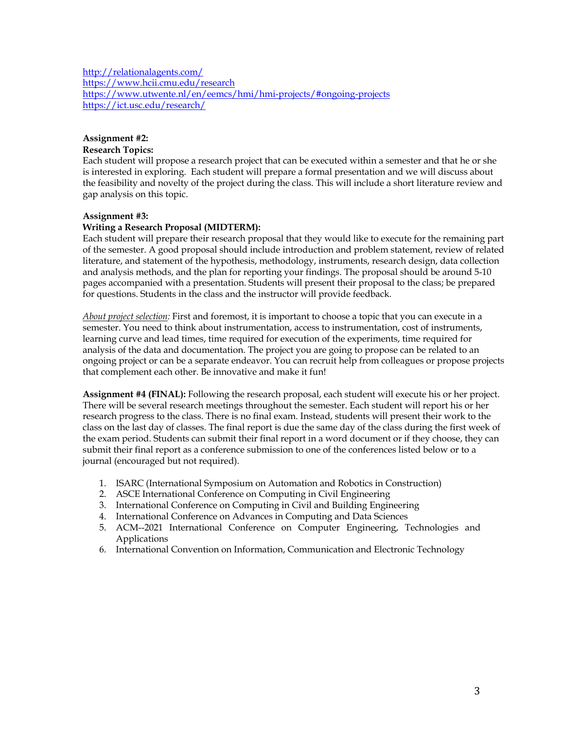http://relationalagents.com/
https://www.hcii.cmu.edu/research
https://www.utwente.nl/en/eemcs/hmi/hmi-projects/#ongoing-projects
https://ict.usc.edu/research/

**Assignment #2:**
**Research Topics:**
Each student will propose a research project that can be executed within a semester and that he or she is interested in exploring. Each student will prepare a formal presentation and we will discuss about the feasibility and novelty of the project during the class. This will include a short literature review and gap analysis on this topic.

**Assignment #3:**
**Writing a Research Proposal (MIDTERM):**
Each student will prepare their research proposal that they would like to execute for the remaining part of the semester. A good proposal should include introduction and problem statement, review of related literature, and statement of the hypothesis, methodology, instruments, research design, data collection and analysis methods, and the plan for reporting your findings. The proposal should be around 5-10 pages accompanied with a presentation. Students will present their proposal to the class; be prepared for questions. Students in the class and the instructor will provide feedback.

*About project selection:* First and foremost, it is important to choose a topic that you can execute in a semester. You need to think about instrumentation, access to instrumentation, cost of instruments, learning curve and lead times, time required for execution of the experiments, time required for analysis of the data and documentation. The project you are going to propose can be related to an ongoing project or can be a separate endeavor. You can recruit help from colleagues or propose projects that complement each other. Be innovative and make it fun!

**Assignment #4 (FINAL):** Following the research proposal, each student will execute his or her project. There will be several research meetings throughout the semester. Each student will report his or her research progress to the class. There is no final exam. Instead, students will present their work to the class on the last day of classes. The final report is due the same day of the class during the first week of the exam period. Students can submit their final report in a word document or if they choose, they can submit their final report as a conference submission to one of the conferences listed below or to a journal (encouraged but not required).

1. ISARC (International Symposium on Automation and Robotics in Construction)
2. ASCE International Conference on Computing in Civil Engineering
3. International Conference on Computing in Civil and Building Engineering
4. International Conference on Advances in Computing and Data Sciences
5. ACM--2021 International Conference on Computer Engineering, Technologies and Applications
6. International Convention on Information, Communication and Electronic Technology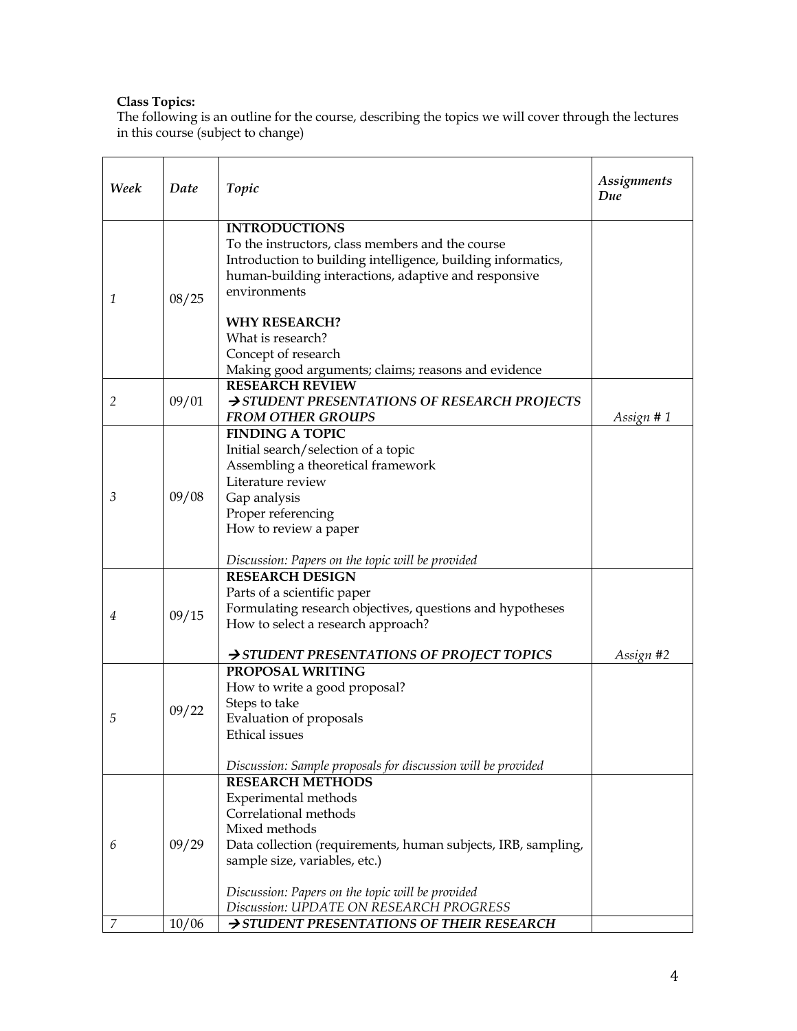**Class Topics:**
The following is an outline for the course, describing the topics we will cover through the lectures in this course (subject to change)

| *Week* | *Date* | *Topic* | *Assignments Due* |
|---|---|---|---|
| *1* | 08/25 | **INTRODUCTIONS**<br>To the instructors, class members and the course<br>Introduction to building intelligence, building informatics, human-building interactions, adaptive and responsive environments<br><br>**WHY RESEARCH?**<br>What is research?<br>Concept of research<br>Making good arguments; claims; reasons and evidence | |
| *2* | 09/01 | **RESEARCH REVIEW**<br>***→ STUDENT PRESENTATIONS OF RESEARCH PROJECTS FROM OTHER GROUPS*** | *Assign # 1* |
| *3* | 09/08 | **FINDING A TOPIC**<br>Initial search/selection of a topic<br>Assembling a theoretical framework<br>Literature review<br>Gap analysis<br>Proper referencing<br>How to review a paper<br><br>*Discussion: Papers on the topic will be provided* | |
| *4* | 09/15 | **RESEARCH DESIGN**<br>Parts of a scientific paper<br>Formulating research objectives, questions and hypotheses<br>How to select a research approach?<br><br>***→ STUDENT PRESENTATIONS OF PROJECT TOPICS*** | *Assign #2* |
| *5* | 09/22 | **PROPOSAL WRITING**<br>How to write a good proposal?<br>Steps to take<br>Evaluation of proposals<br>Ethical issues<br><br>*Discussion: Sample proposals for discussion will be provided* | |
| *6* | 09/29 | **RESEARCH METHODS**<br>Experimental methods<br>Correlational methods<br>Mixed methods<br>Data collection (requirements, human subjects, IRB, sampling, sample size, variables, etc.)<br><br>*Discussion: Papers on the topic will be provided*<br>*Discussion: UPDATE ON RESEARCH PROGRESS* | |
| *7* | 10/06 | ***→ STUDENT PRESENTATIONS OF THEIR RESEARCH*** | |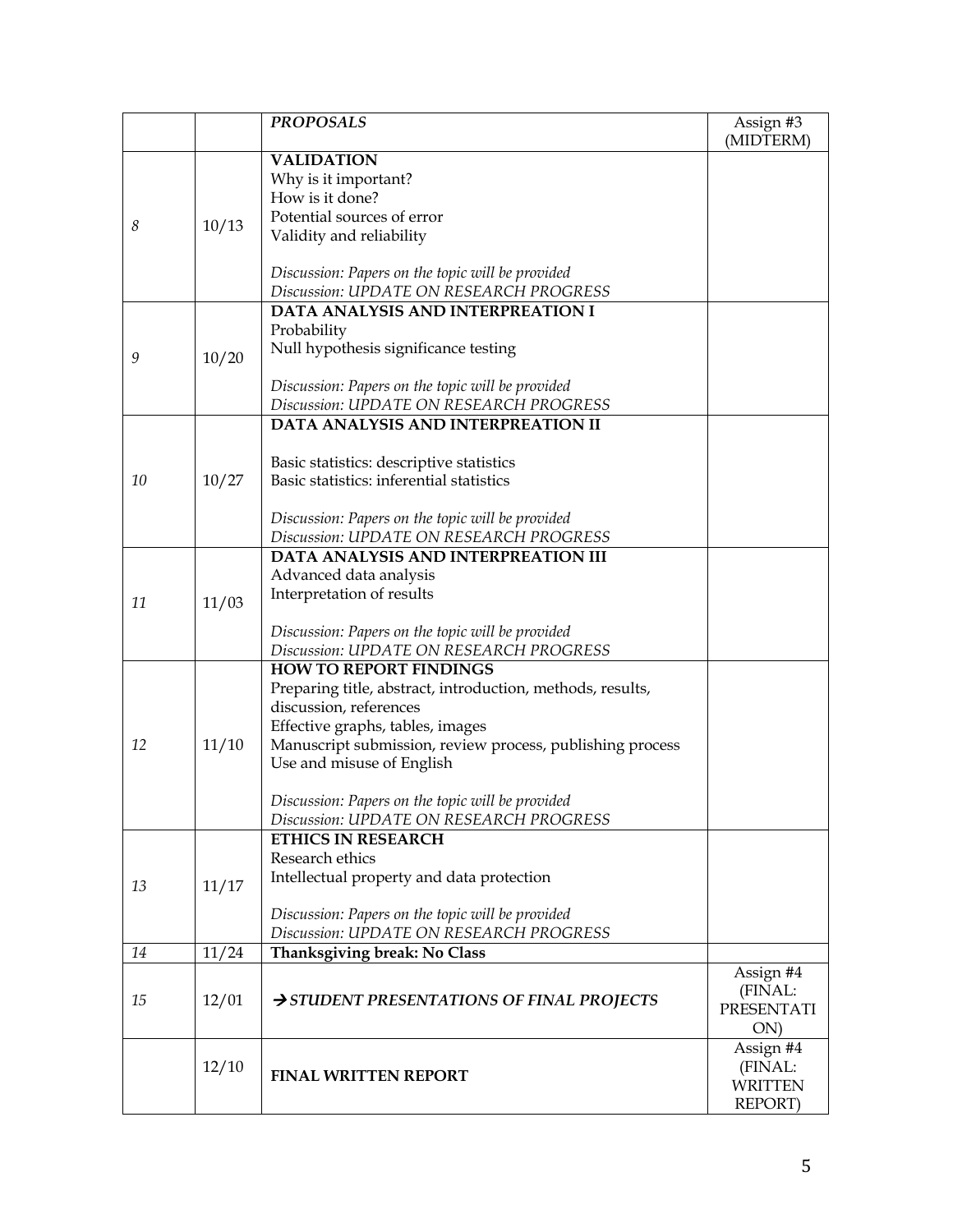| | | | |
|---|---|---|---|
| | | ***PROPOSALS*** | Assign #3 (MIDTERM) |
| *8* | 10/13 | **VALIDATION**<br>Why is it important?<br>How is it done?<br>Potential sources of error<br>Validity and reliability<br><br>*Discussion: Papers on the topic will be provided*<br>*Discussion: UPDATE ON RESEARCH PROGRESS* | |
| *9* | 10/20 | **DATA ANALYSIS AND INTERPREATION I**<br>Probability<br>Null hypothesis significance testing<br><br>*Discussion: Papers on the topic will be provided*<br>*Discussion: UPDATE ON RESEARCH PROGRESS* | |
| *10* | 10/27 | **DATA ANALYSIS AND INTERPREATION II**<br><br>Basic statistics: descriptive statistics<br>Basic statistics: inferential statistics<br><br>*Discussion: Papers on the topic will be provided*<br>*Discussion: UPDATE ON RESEARCH PROGRESS* | |
| *11* | 11/03 | **DATA ANALYSIS AND INTERPREATION III**<br>Advanced data analysis<br>Interpretation of results<br><br>*Discussion: Papers on the topic will be provided*<br>*Discussion: UPDATE ON RESEARCH PROGRESS* | |
| *12* | 11/10 | **HOW TO REPORT FINDINGS**<br>Preparing title, abstract, introduction, methods, results, discussion, references<br>Effective graphs, tables, images<br>Manuscript submission, review process, publishing process<br>Use and misuse of English<br><br>*Discussion: Papers on the topic will be provided*<br>*Discussion: UPDATE ON RESEARCH PROGRESS* | |
| *13* | 11/17 | **ETHICS IN RESEARCH**<br>Research ethics<br>Intellectual property and data protection<br><br>*Discussion: Papers on the topic will be provided*<br>*Discussion: UPDATE ON RESEARCH PROGRESS* | |
| *14* | 11/24 | **Thanksgiving break: No Class** | |
| *15* | 12/01 | ***→ STUDENT PRESENTATIONS OF FINAL PROJECTS*** | Assign #4 (FINAL: PRESENTATION) |
| | 12/10 | **FINAL WRITTEN REPORT** | Assign #4 (FINAL: WRITTEN REPORT) |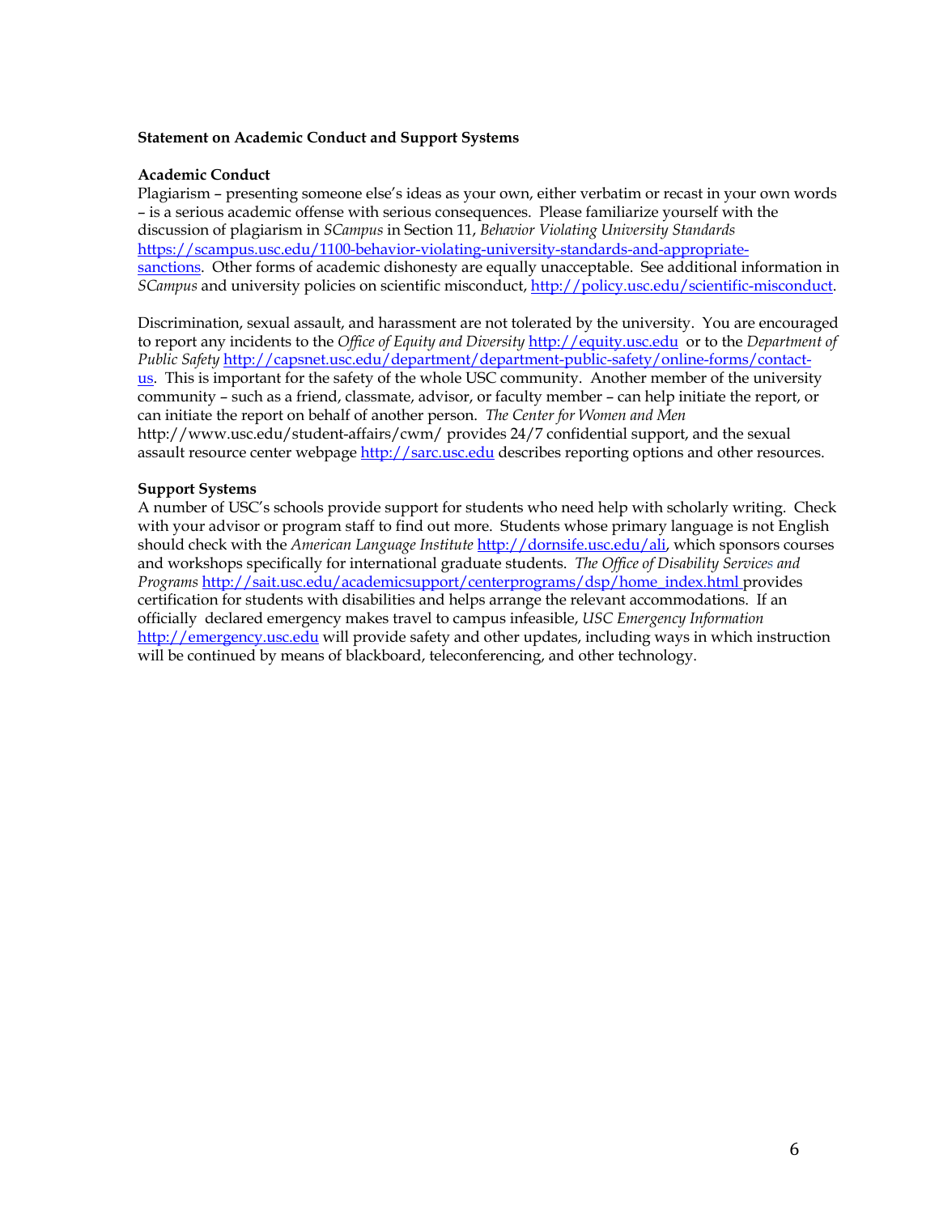**Statement on Academic Conduct and Support Systems**

**Academic Conduct**

Plagiarism – presenting someone else's ideas as your own, either verbatim or recast in your own words – is a serious academic offense with serious consequences. Please familiarize yourself with the discussion of plagiarism in *SCampus* in Section 11, *Behavior Violating University Standards* https://scampus.usc.edu/1100-behavior-violating-university-standards-and-appropriate-sanctions. Other forms of academic dishonesty are equally unacceptable. See additional information in *SCampus* and university policies on scientific misconduct, http://policy.usc.edu/scientific-misconduct.

Discrimination, sexual assault, and harassment are not tolerated by the university. You are encouraged to report any incidents to the *Office of Equity and Diversity* http://equity.usc.edu or to the *Department of Public Safety* http://capsnet.usc.edu/department/department-public-safety/online-forms/contact-us. This is important for the safety of the whole USC community. Another member of the university community – such as a friend, classmate, advisor, or faculty member – can help initiate the report, or can initiate the report on behalf of another person. *The Center for Women and Men* http://www.usc.edu/student-affairs/cwm/ provides 24/7 confidential support, and the sexual assault resource center webpage http://sarc.usc.edu describes reporting options and other resources.

**Support Systems**

A number of USC's schools provide support for students who need help with scholarly writing. Check with your advisor or program staff to find out more. Students whose primary language is not English should check with the *American Language Institute* http://dornsife.usc.edu/ali, which sponsors courses and workshops specifically for international graduate students. *The Office of Disability Services and Programs* http://sait.usc.edu/academicsupport/centerprograms/dsp/home_index.html provides certification for students with disabilities and helps arrange the relevant accommodations. If an officially declared emergency makes travel to campus infeasible, *USC Emergency Information* http://emergency.usc.edu will provide safety and other updates, including ways in which instruction will be continued by means of blackboard, teleconferencing, and other technology.